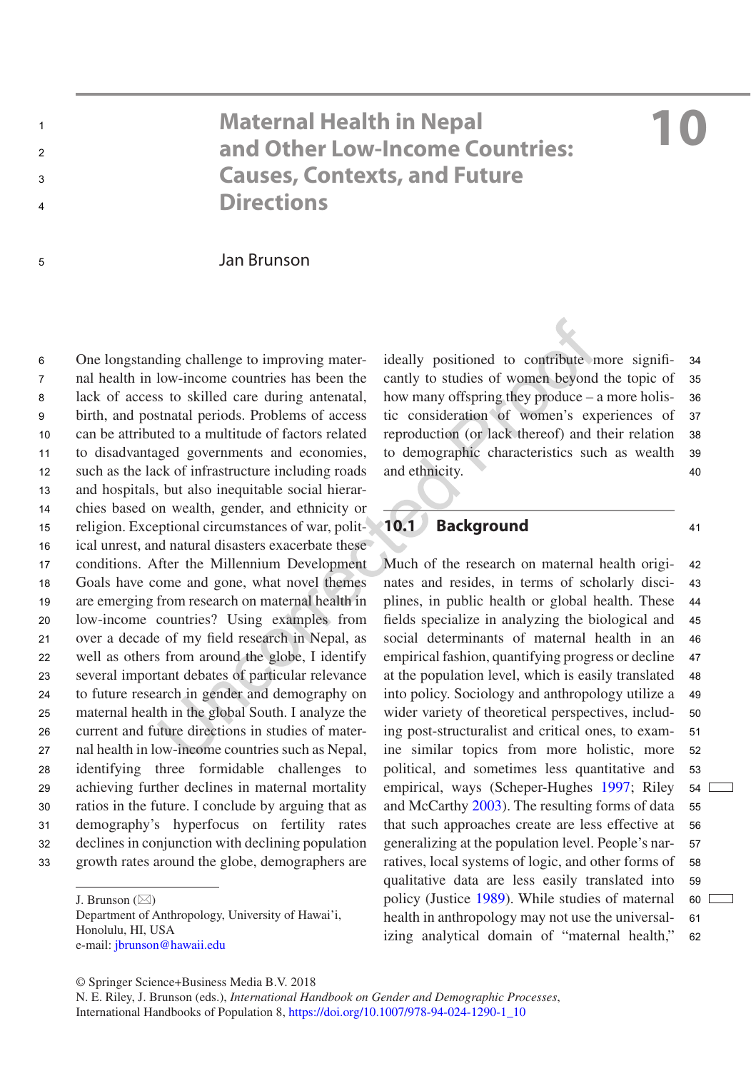# Maternal Health in Nepal and Other Low-Income Countries: Causes, Contexts, and Future Directions

## 10

Jan Brunson

One longstanding challenge to improving maternal health in low-income countries has been the lack of access to skilled care during antenatal, birth, and postnatal periods. Problems of access can be attributed to a multitude of factors related to disadvantaged governments and economies, such as the lack of infrastructure including roads and hospitals, but also inequitable social hierarchies based on wealth, gender, and ethnicity or religion. Exceptional circumstances of war, political unrest, and natural disasters exacerbate these conditions. After the Millennium Development Goals have come and gone, what novel themes are emerging from research on maternal health in low-income countries? Using examples from over a decade of my field research in Nepal, as well as others from around the globe, I identify several important debates of particular relevance to future research in gender and demography on maternal health in the global South. I analyze the current and future directions in studies of maternal health in low-income countries such as Nepal, identifying three formidable challenges to achieving further declines in maternal mortality ratios in the future. I conclude by arguing that as demography's hyperfocus on fertility rates declines in conjunction with declining population growth rates around the globe, demographers are ideally positioned to contribute more significantly to studies of women beyond the topic of how many offspring they produce – a more holistic consideration of women's experiences of reproduction (or lack thereof) and their relation to demographic characteristics such as wealth and ethnicity.

J. Brunson (✉)
Department of Anthropology, University of Hawai'i, Honolulu, HI, USA
e-mail: jbrunson@hawaii.edu

## 10.1 Background

Much of the research on maternal health originates and resides, in terms of scholarly disciplines, in public health or global health. These fields specialize in analyzing the biological and social determinants of maternal health in an empirical fashion, quantifying progress or decline at the population level, which is easily translated into policy. Sociology and anthropology utilize a wider variety of theoretical perspectives, including post-structuralist and critical ones, to examine similar topics from more holistic, more political, and sometimes less quantitative and empirical, ways (Scheper-Hughes 1997; Riley and McCarthy 2003). The resulting forms of data that such approaches create are less effective at generalizing at the population level. People's narratives, local systems of logic, and other forms of qualitative data are less easily translated into policy (Justice 1989). While studies of maternal health in anthropology may not use the universalizing analytical domain of "maternal health,"

© Springer Science+Business Media B.V. 2018
N. E. Riley, J. Brunson (eds.), *International Handbook on Gender and Demographic Processes*, International Handbooks of Population 8, https://doi.org/10.1007/978-94-024-1290-1_10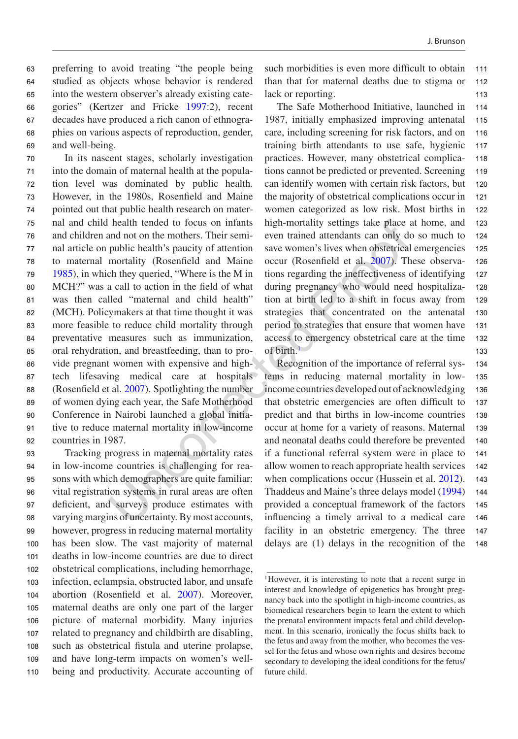preferring to avoid treating "the people being studied as objects whose behavior is rendered into the western observer's already existing categories" (Kertzer and Fricke 1997:2), recent decades have produced a rich canon of ethnographies on various aspects of reproduction, gender, and well-being.

In its nascent stages, scholarly investigation into the domain of maternal health at the population level was dominated by public health. However, in the 1980s, Rosenfield and Maine pointed out that public health research on maternal and child health tended to focus on infants and children and not on the mothers. Their seminal article on public health's paucity of attention to maternal mortality (Rosenfield and Maine 1985), in which they queried, "Where is the M in MCH?" was a call to action in the field of what was then called "maternal and child health" (MCH). Policymakers at that time thought it was more feasible to reduce child mortality through preventative measures such as immunization, oral rehydration, and breastfeeding, than to provide pregnant women with expensive and high-tech lifesaving medical care at hospitals (Rosenfield et al. 2007). Spotlighting the number of women dying each year, the Safe Motherhood Conference in Nairobi launched a global initiative to reduce maternal mortality in low-income countries in 1987.

Tracking progress in maternal mortality rates in low-income countries is challenging for reasons with which demographers are quite familiar: vital registration systems in rural areas are often deficient, and surveys produce estimates with varying margins of uncertainty. By most accounts, however, progress in reducing maternal mortality has been slow. The vast majority of maternal deaths in low-income countries are due to direct obstetrical complications, including hemorrhage, infection, eclampsia, obstructed labor, and unsafe abortion (Rosenfield et al. 2007). Moreover, maternal deaths are only one part of the larger picture of maternal morbidity. Many injuries related to pregnancy and childbirth are disabling, such as obstetrical fistula and uterine prolapse, and have long-term impacts on women's well-being and productivity. Accurate accounting of such morbidities is even more difficult to obtain than that for maternal deaths due to stigma or lack or reporting.

The Safe Motherhood Initiative, launched in 1987, initially emphasized improving antenatal care, including screening for risk factors, and on training birth attendants to use safe, hygienic practices. However, many obstetrical complications cannot be predicted or prevented. Screening can identify women with certain risk factors, but the majority of obstetrical complications occur in women categorized as low risk. Most births in high-mortality settings take place at home, and even trained attendants can only do so much to save women's lives when obstetrical emergencies occur (Rosenfield et al. 2007). These observations regarding the ineffectiveness of identifying during pregnancy who would need hospitalization at birth led to a shift in focus away from strategies that concentrated on the antenatal period to strategies that ensure that women have access to emergency obstetrical care at the time of birth.[1]

Recognition of the importance of referral systems in reducing maternal mortality in low-income countries developed out of acknowledging that obstetric emergencies are often difficult to predict and that births in low-income countries occur at home for a variety of reasons. Maternal and neonatal deaths could therefore be prevented if a functional referral system were in place to allow women to reach appropriate health services when complications occur (Hussein et al. 2012). Thaddeus and Maine's three delays model (1994) provided a conceptual framework of the factors influencing a timely arrival to a medical care facility in an obstetric emergency. The three delays are (1) delays in the recognition of the

[1] However, it is interesting to note that a recent surge in interest and knowledge of epigenetics has brought pregnancy back into the spotlight in high-income countries, as biomedical researchers begin to learn the extent to which the prenatal environment impacts fetal and child development. In this scenario, ironically the focus shifts back to the fetus and away from the mother, who becomes the vessel for the fetus and whose own rights and desires become secondary to developing the ideal conditions for the fetus/future child.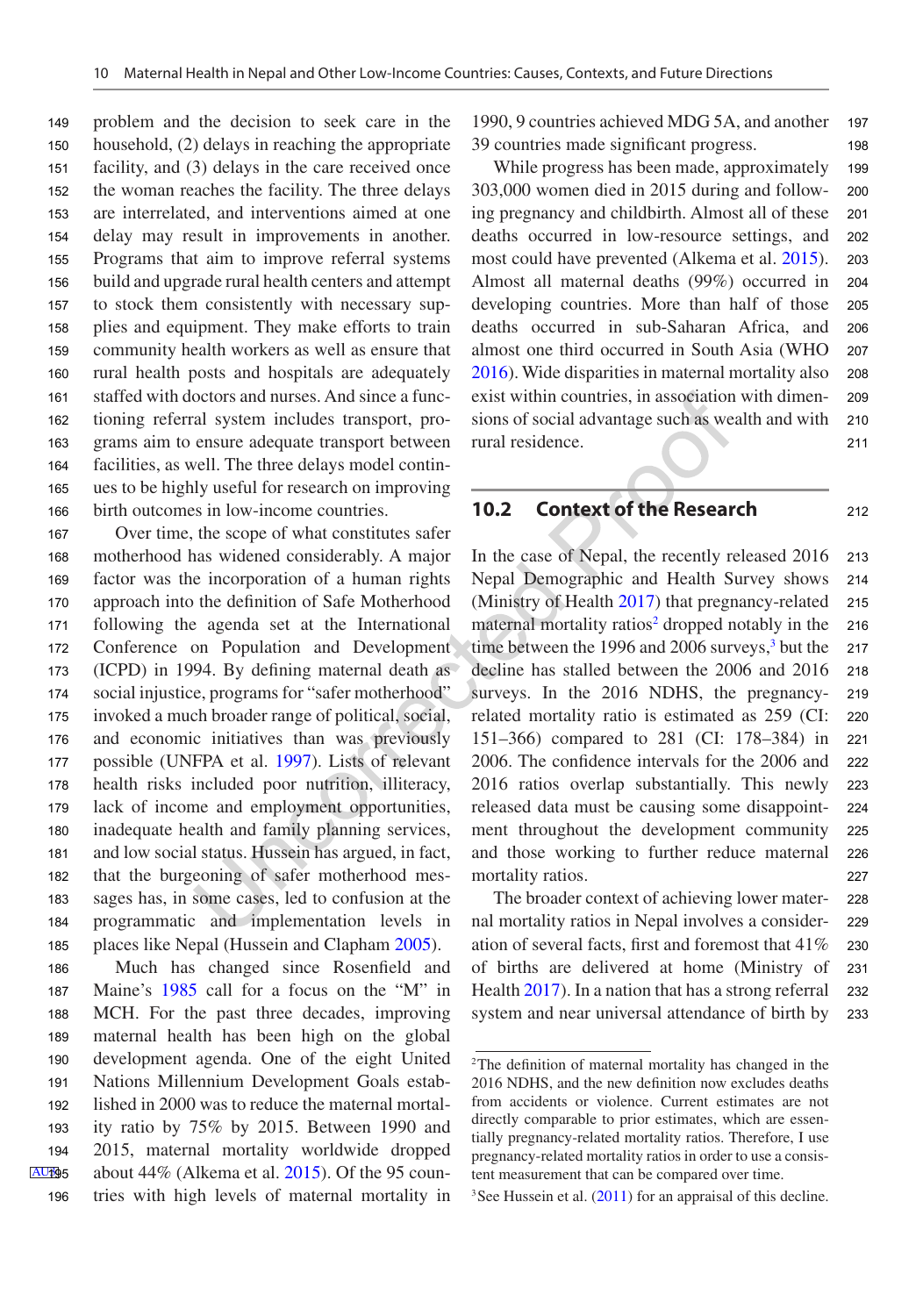problem and the decision to seek care in the household, (2) delays in reaching the appropriate facility, and (3) delays in the care received once the woman reaches the facility. The three delays are interrelated, and interventions aimed at one delay may result in improvements in another. Programs that aim to improve referral systems build and upgrade rural health centers and attempt to stock them consistently with necessary supplies and equipment. They make efforts to train community health workers as well as ensure that rural health posts and hospitals are adequately staffed with doctors and nurses. And since a functioning referral system includes transport, programs aim to ensure adequate transport between facilities, as well. The three delays model continues to be highly useful for research on improving birth outcomes in low-income countries.

Over time, the scope of what constitutes safer motherhood has widened considerably. A major factor was the incorporation of a human rights approach into the definition of Safe Motherhood following the agenda set at the International Conference on Population and Development (ICPD) in 1994. By defining maternal death as social injustice, programs for "safer motherhood" invoked a much broader range of political, social, and economic initiatives than was previously possible (UNFPA et al. 1997). Lists of relevant health risks included poor nutrition, illiteracy, lack of income and employment opportunities, inadequate health and family planning services, and low social status. Hussein has argued, in fact, that the burgeoning of safer motherhood messages has, in some cases, led to confusion at the programmatic and implementation levels in places like Nepal (Hussein and Clapham 2005).

Much has changed since Rosenfield and Maine's 1985 call for a focus on the "M" in MCH. For the past three decades, improving maternal health has been high on the global development agenda. One of the eight United Nations Millennium Development Goals established in 2000 was to reduce the maternal mortality ratio by 75% by 2015. Between 1990 and 2015, maternal mortality worldwide dropped about 44% (Alkema et al. 2015). Of the 95 countries with high levels of maternal mortality in 1990, 9 countries achieved MDG 5A, and another 39 countries made significant progress.

While progress has been made, approximately 303,000 women died in 2015 during and following pregnancy and childbirth. Almost all of these deaths occurred in low-resource settings, and most could have prevented (Alkema et al. 2015). Almost all maternal deaths (99%) occurred in developing countries. More than half of those deaths occurred in sub-Saharan Africa, and almost one third occurred in South Asia (WHO 2016). Wide disparities in maternal mortality also exist within countries, in association with dimensions of social advantage such as wealth and with rural residence.

## 10.2 Context of the Research

In the case of Nepal, the recently released 2016 Nepal Demographic and Health Survey shows (Ministry of Health 2017) that pregnancy-related maternal mortality ratios[2] dropped notably in the time between the 1996 and 2006 surveys,[3] but the decline has stalled between the 2006 and 2016 surveys. In the 2016 NDHS, the pregnancy-related mortality ratio is estimated as 259 (CI: 151–366) compared to 281 (CI: 178–384) in 2006. The confidence intervals for the 2006 and 2016 ratios overlap substantially. This newly released data must be causing some disappointment throughout the development community and those working to further reduce maternal mortality ratios.

The broader context of achieving lower maternal mortality ratios in Nepal involves a consideration of several facts, first and foremost that 41% of births are delivered at home (Ministry of Health 2017). In a nation that has a strong referral system and near universal attendance of birth by

---

[2] The definition of maternal mortality has changed in the 2016 NDHS, and the new definition now excludes deaths from accidents or violence. Current estimates are not directly comparable to prior estimates, which are essentially pregnancy-related mortality ratios. Therefore, I use pregnancy-related mortality ratios in order to use a consistent measurement that can be compared over time.

[3] See Hussein et al. (2011) for an appraisal of this decline.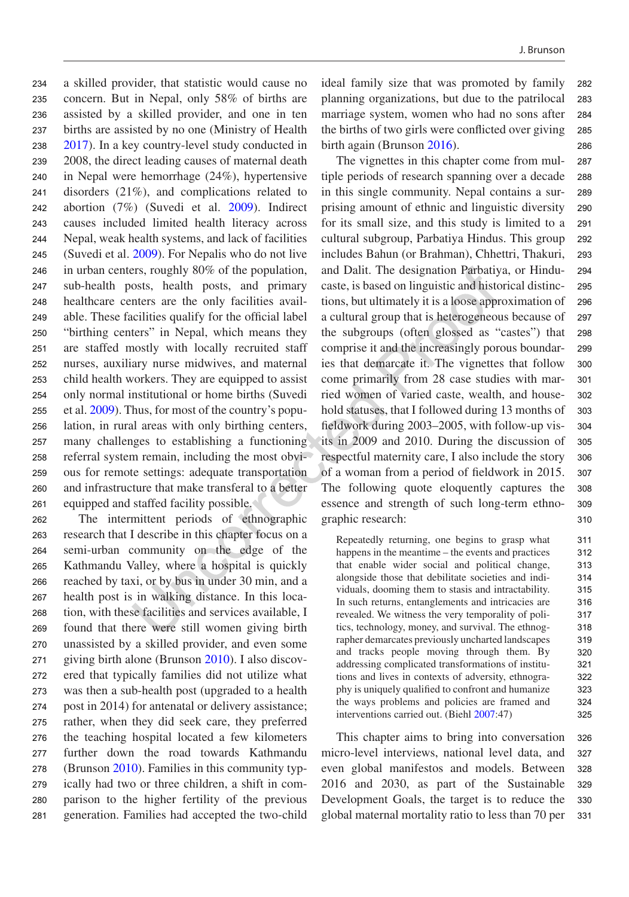a skilled provider, that statistic would cause no concern. But in Nepal, only 58% of births are assisted by a skilled provider, and one in ten births are assisted by no one (Ministry of Health 2017). In a key country-level study conducted in 2008, the direct leading causes of maternal death in Nepal were hemorrhage (24%), hypertensive disorders (21%), and complications related to abortion (7%) (Suvedi et al. 2009). Indirect causes included limited health literacy across Nepal, weak health systems, and lack of facilities (Suvedi et al. 2009). For Nepalis who do not live in urban centers, roughly 80% of the population, sub-health posts, health posts, and primary healthcare centers are the only facilities available. These facilities qualify for the official label "birthing centers" in Nepal, which means they are staffed mostly with locally recruited staff nurses, auxiliary nurse midwives, and maternal child health workers. They are equipped to assist only normal institutional or home births (Suvedi et al. 2009). Thus, for most of the country's population, in rural areas with only birthing centers, many challenges to establishing a functioning referral system remain, including the most obvious for remote settings: adequate transportation and infrastructure that make transferal to a better equipped and staffed facility possible.

The intermittent periods of ethnographic research that I describe in this chapter focus on a semi-urban community on the edge of the Kathmandu Valley, where a hospital is quickly reached by taxi, or by bus in under 30 min, and a health post is in walking distance. In this location, with these facilities and services available, I found that there were still women giving birth unassisted by a skilled provider, and even some giving birth alone (Brunson 2010). I also discovered that typically families did not utilize what was then a sub-health post (upgraded to a health post in 2014) for antenatal or delivery assistance; rather, when they did seek care, they preferred the teaching hospital located a few kilometers further down the road towards Kathmandu (Brunson 2010). Families in this community typically had two or three children, a shift in comparison to the higher fertility of the previous generation. Families had accepted the two-child ideal family size that was promoted by family planning organizations, but due to the patrilocal marriage system, women who had no sons after the births of two girls were conflicted over giving birth again (Brunson 2016).

The vignettes in this chapter come from multiple periods of research spanning over a decade in this single community. Nepal contains a surprising amount of ethnic and linguistic diversity for its small size, and this study is limited to a cultural subgroup, Parbatiya Hindus. This group includes Bahun (or Brahman), Chhettri, Thakuri, and Dalit. The designation Parbatiya, or Hindu-caste, is based on linguistic and historical distinctions, but ultimately it is a loose approximation of a cultural group that is heterogeneous because of the subgroups (often glossed as "castes") that comprise it and the increasingly porous boundaries that demarcate it. The vignettes that follow come primarily from 28 case studies with married women of varied caste, wealth, and household statuses, that I followed during 13 months of fieldwork during 2003–2005, with follow-up visits in 2009 and 2010. During the discussion of respectful maternity care, I also include the story of a woman from a period of fieldwork in 2015. The following quote eloquently captures the essence and strength of such long-term ethnographic research:

> Repeatedly returning, one begins to grasp what happens in the meantime – the events and practices that enable wider social and political change, alongside those that debilitate societies and individuals, dooming them to stasis and intractability. In such returns, entanglements and intricacies are revealed. We witness the very temporality of politics, technology, money, and survival. The ethnographer demarcates previously uncharted landscapes and tracks people moving through them. By addressing complicated transformations of institutions and lives in contexts of adversity, ethnography is uniquely qualified to confront and humanize the ways problems and policies are framed and interventions carried out. (Biehl 2007:47)

This chapter aims to bring into conversation micro-level interviews, national level data, and even global manifestos and models. Between 2016 and 2030, as part of the Sustainable Development Goals, the target is to reduce the global maternal mortality ratio to less than 70 per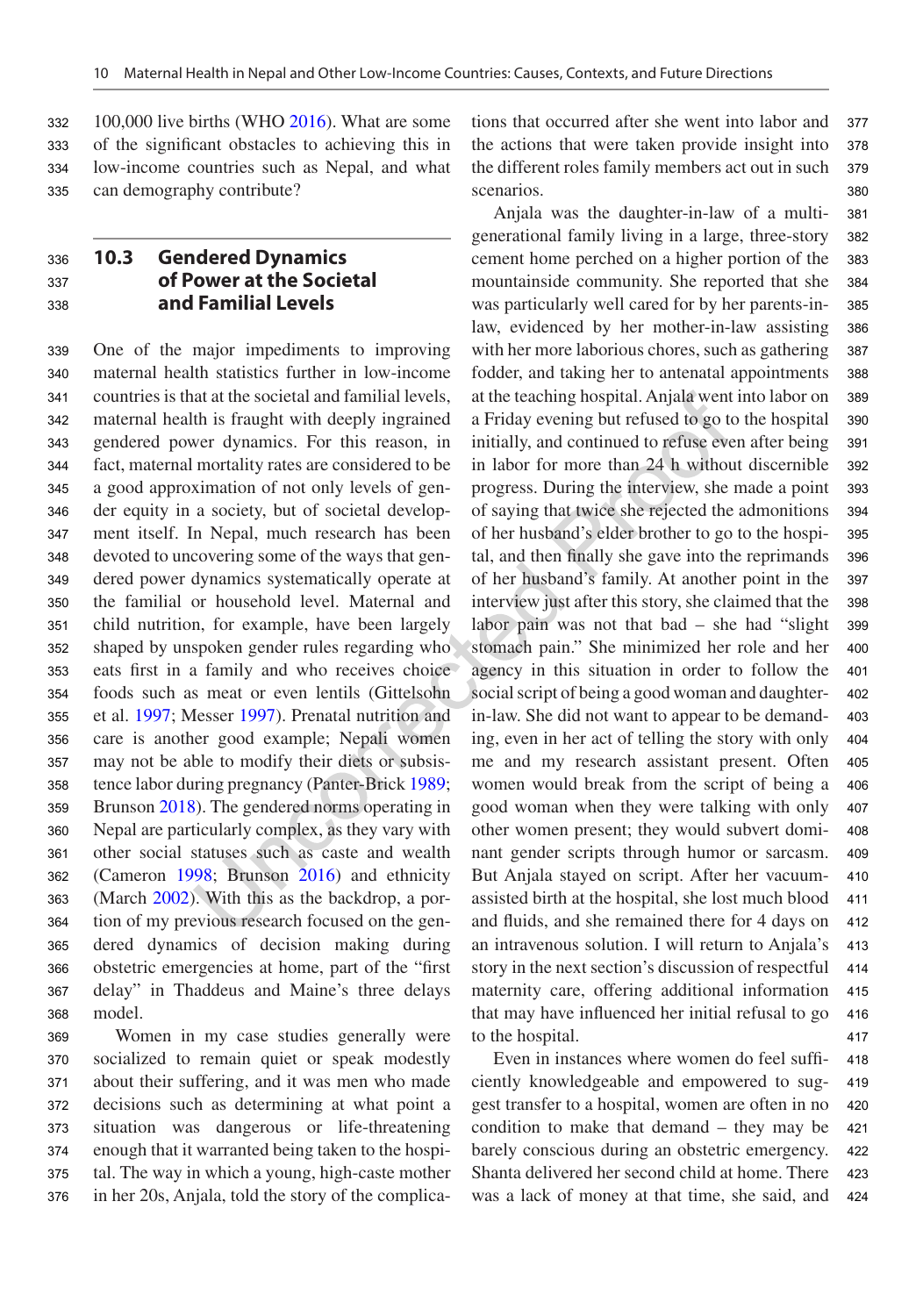100,000 live births (WHO 2016). What are some of the significant obstacles to achieving this in low-income countries such as Nepal, and what can demography contribute?

## 10.3 Gendered Dynamics of Power at the Societal and Familial Levels

One of the major impediments to improving maternal health statistics further in low-income countries is that at the societal and familial levels, maternal health is fraught with deeply ingrained gendered power dynamics. For this reason, in fact, maternal mortality rates are considered to be a good approximation of not only levels of gender equity in a society, but of societal development itself. In Nepal, much research has been devoted to uncovering some of the ways that gendered power dynamics systematically operate at the familial or household level. Maternal and child nutrition, for example, have been largely shaped by unspoken gender rules regarding who eats first in a family and who receives choice foods such as meat or even lentils (Gittelsohn et al. 1997; Messer 1997). Prenatal nutrition and care is another good example; Nepali women may not be able to modify their diets or subsistence labor during pregnancy (Panter-Brick 1989; Brunson 2018). The gendered norms operating in Nepal are particularly complex, as they vary with other social statuses such as caste and wealth (Cameron 1998; Brunson 2016) and ethnicity (March 2002). With this as the backdrop, a portion of my previous research focused on the gendered dynamics of decision making during obstetric emergencies at home, part of the "first delay" in Thaddeus and Maine's three delays model.

Women in my case studies generally were socialized to remain quiet or speak modestly about their suffering, and it was men who made decisions such as determining at what point a situation was dangerous or life-threatening enough that it warranted being taken to the hospital. The way in which a young, high-caste mother in her 20s, Anjala, told the story of the complications that occurred after she went into labor and the actions that were taken provide insight into the different roles family members act out in such scenarios.

Anjala was the daughter-in-law of a multigenerational family living in a large, three-story cement home perched on a higher portion of the mountainside community. She reported that she was particularly well cared for by her parents-in-law, evidenced by her mother-in-law assisting with her more laborious chores, such as gathering fodder, and taking her to antenatal appointments at the teaching hospital. Anjala went into labor on a Friday evening but refused to go to the hospital initially, and continued to refuse even after being in labor for more than 24 h without discernible progress. During the interview, she made a point of saying that twice she rejected the admonitions of her husband's elder brother to go to the hospital, and then finally she gave into the reprimands of her husband's family. At another point in the interview just after this story, she claimed that the labor pain was not that bad – she had "slight stomach pain." She minimized her role and her agency in this situation in order to follow the social script of being a good woman and daughter-in-law. She did not want to appear to be demanding, even in her act of telling the story with only me and my research assistant present. Often women would break from the script of being a good woman when they were talking with only other women present; they would subvert dominant gender scripts through humor or sarcasm. But Anjala stayed on script. After her vacuum-assisted birth at the hospital, she lost much blood and fluids, and she remained there for 4 days on an intravenous solution. I will return to Anjala's story in the next section's discussion of respectful maternity care, offering additional information that may have influenced her initial refusal to go to the hospital.

Even in instances where women do feel sufficiently knowledgeable and empowered to suggest transfer to a hospital, women are often in no condition to make that demand – they may be barely conscious during an obstetric emergency. Shanta delivered her second child at home. There was a lack of money at that time, she said, and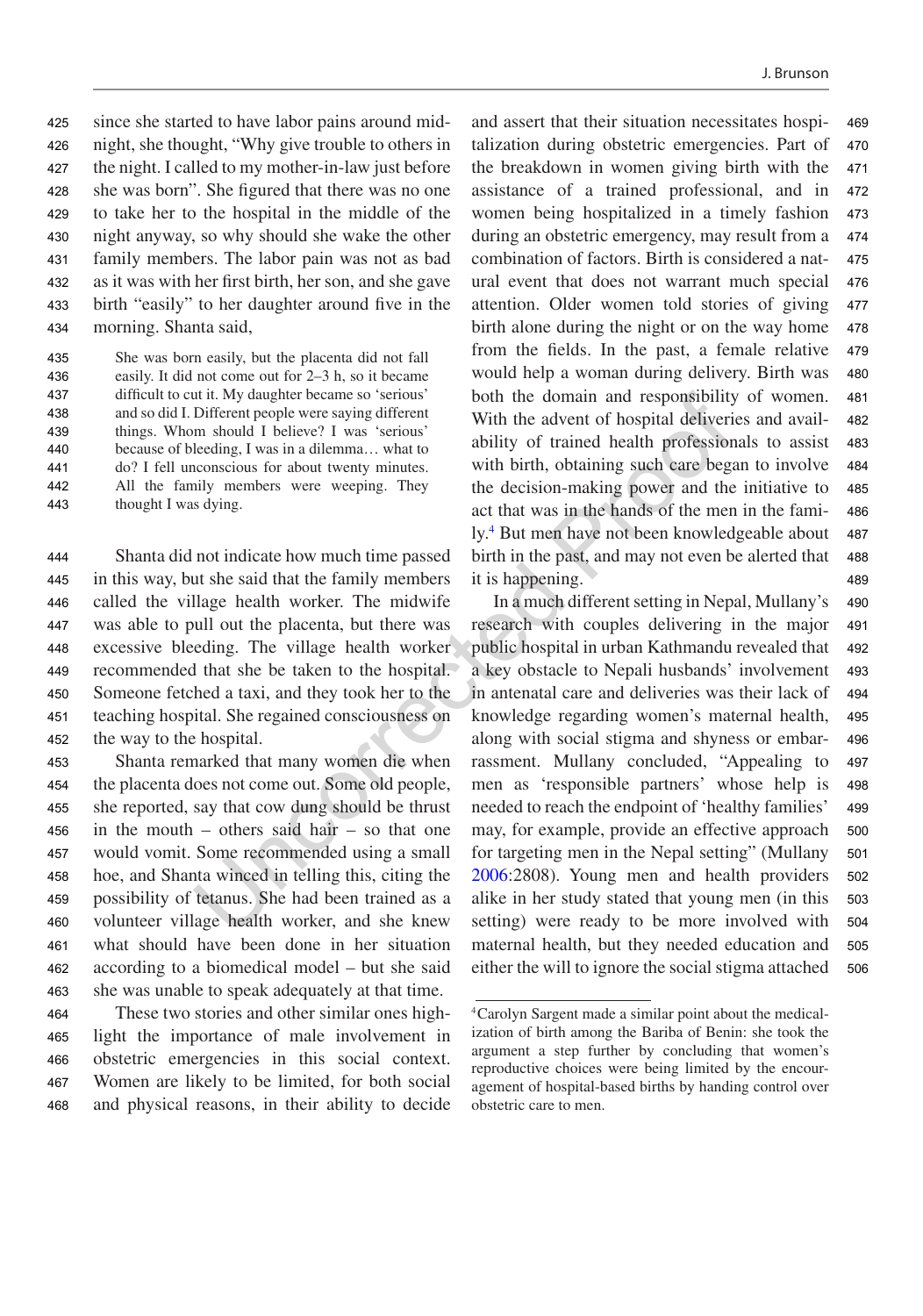since she started to have labor pains around midnight, she thought, "Why give trouble to others in the night. I called to my mother-in-law just before she was born". She figured that there was no one to take her to the hospital in the middle of the night anyway, so why should she wake the other family members. The labor pain was not as bad as it was with her first birth, her son, and she gave birth "easily" to her daughter around five in the morning. Shanta said,

> She was born easily, but the placenta did not fall easily. It did not come out for 2–3 h, so it became difficult to cut it. My daughter became so 'serious' and so did I. Different people were saying different things. Whom should I believe? I was 'serious' because of bleeding, I was in a dilemma… what to do? I fell unconscious for about twenty minutes. All the family members were weeping. They thought I was dying.

Shanta did not indicate how much time passed in this way, but she said that the family members called the village health worker. The midwife was able to pull out the placenta, but there was excessive bleeding. The village health worker recommended that she be taken to the hospital. Someone fetched a taxi, and they took her to the teaching hospital. She regained consciousness on the way to the hospital.

Shanta remarked that many women die when the placenta does not come out. Some old people, she reported, say that cow dung should be thrust in the mouth – others said hair – so that one would vomit. Some recommended using a small hoe, and Shanta winced in telling this, citing the possibility of tetanus. She had been trained as a volunteer village health worker, and she knew what should have been done in her situation according to a biomedical model – but she said she was unable to speak adequately at that time.

These two stories and other similar ones highlight the importance of male involvement in obstetric emergencies in this social context. Women are likely to be limited, for both social and physical reasons, in their ability to decide and assert that their situation necessitates hospitalization during obstetric emergencies. Part of the breakdown in women giving birth with the assistance of a trained professional, and in women being hospitalized in a timely fashion during an obstetric emergency, may result from a combination of factors. Birth is considered a natural event that does not warrant much special attention. Older women told stories of giving birth alone during the night or on the way home from the fields. In the past, a female relative would help a woman during delivery. Birth was both the domain and responsibility of women. With the advent of hospital deliveries and availability of trained health professionals to assist with birth, obtaining such care began to involve the decision-making power and the initiative to act that was in the hands of the men in the family.[4] But men have not been knowledgeable about birth in the past, and may not even be alerted that it is happening.

In a much different setting in Nepal, Mullany's research with couples delivering in the major public hospital in urban Kathmandu revealed that a key obstacle to Nepali husbands' involvement in antenatal care and deliveries was their lack of knowledge regarding women's maternal health, along with social stigma and shyness or embarrassment. Mullany concluded, "Appealing to men as 'responsible partners' whose help is needed to reach the endpoint of 'healthy families' may, for example, provide an effective approach for targeting men in the Nepal setting" (Mullany 2006:2808). Young men and health providers alike in her study stated that young men (in this setting) were ready to be more involved with maternal health, but they needed education and either the will to ignore the social stigma attached

[4] Carolyn Sargent made a similar point about the medicalization of birth among the Bariba of Benin: she took the argument a step further by concluding that women's reproductive choices were being limited by the encouragement of hospital-based births by handing control over obstetric care to men.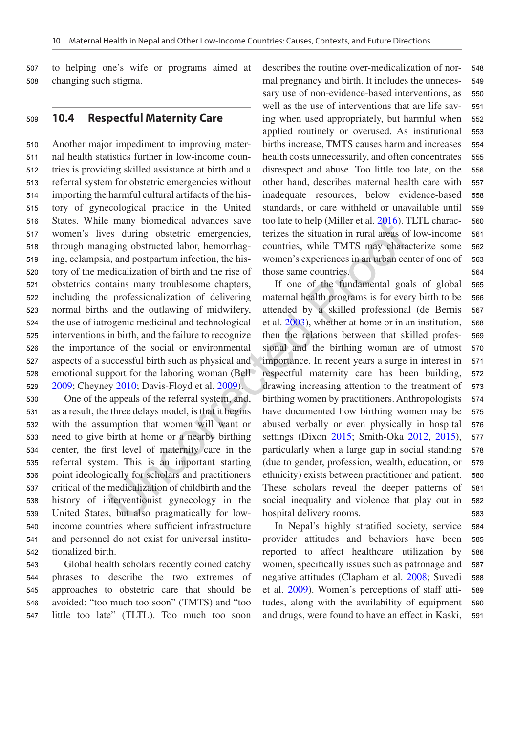to helping one's wife or programs aimed at changing such stigma.

## 10.4 Respectful Maternity Care

Another major impediment to improving maternal health statistics further in low-income countries is providing skilled assistance at birth and a referral system for obstetric emergencies without importing the harmful cultural artifacts of the history of gynecological practice in the United States. While many biomedical advances save women's lives during obstetric emergencies, through managing obstructed labor, hemorrhaging, eclampsia, and postpartum infection, the history of the medicalization of birth and the rise of obstetrics contains many troublesome chapters, including the professionalization of delivering normal births and the outlawing of midwifery, the use of iatrogenic medicinal and technological interventions in birth, and the failure to recognize the importance of the social or environmental aspects of a successful birth such as physical and emotional support for the laboring woman (Bell 2009; Cheyney 2010; Davis-Floyd et al. 2009).

One of the appeals of the referral system, and, as a result, the three delays model, is that it begins with the assumption that women will want or need to give birth at home or a nearby birthing center, the first level of maternity care in the referral system. This is an important starting point ideologically for scholars and practitioners critical of the medicalization of childbirth and the history of interventionist gynecology in the United States, but also pragmatically for low-income countries where sufficient infrastructure and personnel do not exist for universal institutionalized birth.

Global health scholars recently coined catchy phrases to describe the two extremes of approaches to obstetric care that should be avoided: "too much too soon" (TMTS) and "too little too late" (TLTL). Too much too soon describes the routine over-medicalization of normal pregnancy and birth. It includes the unnecessary use of non-evidence-based interventions, as well as the use of interventions that are life saving when used appropriately, but harmful when applied routinely or overused. As institutional births increase, TMTS causes harm and increases health costs unnecessarily, and often concentrates disrespect and abuse. Too little too late, on the other hand, describes maternal health care with inadequate resources, below evidence-based standards, or care withheld or unavailable until too late to help (Miller et al. 2016). TLTL characterizes the situation in rural areas of low-income countries, while TMTS may characterize some women's experiences in an urban center of one of those same countries.

If one of the fundamental goals of global maternal health programs is for every birth to be attended by a skilled professional (de Bernis et al. 2003), whether at home or in an institution, then the relations between that skilled professional and the birthing woman are of utmost importance. In recent years a surge in interest in respectful maternity care has been building, drawing increasing attention to the treatment of birthing women by practitioners. Anthropologists have documented how birthing women may be abused verbally or even physically in hospital settings (Dixon 2015; Smith-Oka 2012, 2015), particularly when a large gap in social standing (due to gender, profession, wealth, education, or ethnicity) exists between practitioner and patient. These scholars reveal the deeper patterns of social inequality and violence that play out in hospital delivery rooms.

In Nepal's highly stratified society, service provider attitudes and behaviors have been reported to affect healthcare utilization by women, specifically issues such as patronage and negative attitudes (Clapham et al. 2008; Suvedi et al. 2009). Women's perceptions of staff attitudes, along with the availability of equipment and drugs, were found to have an effect in Kaski,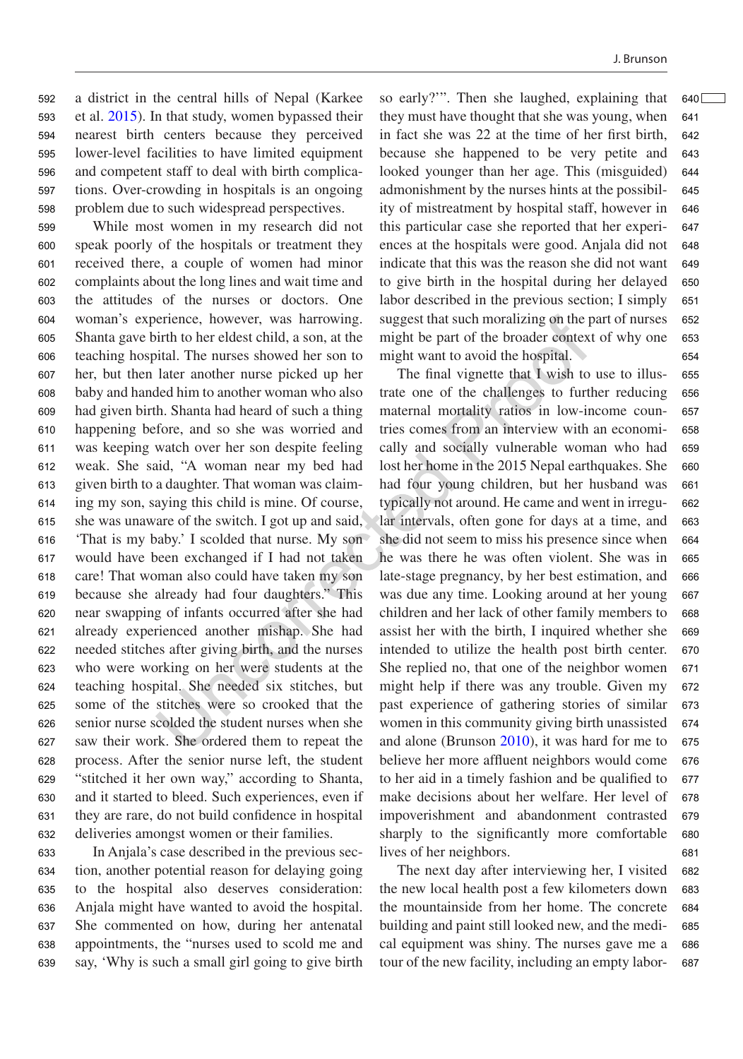a district in the central hills of Nepal (Karkee et al. 2015). In that study, women bypassed their nearest birth centers because they perceived lower-level facilities to have limited equipment and competent staff to deal with birth complications. Over-crowding in hospitals is an ongoing problem due to such widespread perspectives.

While most women in my research did not speak poorly of the hospitals or treatment they received there, a couple of women had minor complaints about the long lines and wait time and the attitudes of the nurses or doctors. One woman's experience, however, was harrowing. Shanta gave birth to her eldest child, a son, at the teaching hospital. The nurses showed her son to her, but then later another nurse picked up her baby and handed him to another woman who also had given birth. Shanta had heard of such a thing happening before, and so she was worried and was keeping watch over her son despite feeling weak. She said, "A woman near my bed had given birth to a daughter. That woman was claiming my son, saying this child is mine. Of course, she was unaware of the switch. I got up and said, 'That is my baby.' I scolded that nurse. My son would have been exchanged if I had not taken care! That woman also could have taken my son because she already had four daughters." This near swapping of infants occurred after she had already experienced another mishap. She had needed stitches after giving birth, and the nurses who were working on her were students at the teaching hospital. She needed six stitches, but some of the stitches were so crooked that the senior nurse scolded the student nurses when she saw their work. She ordered them to repeat the process. After the senior nurse left, the student "stitched it her own way," according to Shanta, and it started to bleed. Such experiences, even if they are rare, do not build confidence in hospital deliveries amongst women or their families.

In Anjala's case described in the previous section, another potential reason for delaying going to the hospital also deserves consideration: Anjala might have wanted to avoid the hospital. She commented on how, during her antenatal appointments, the "nurses used to scold me and say, 'Why is such a small girl going to give birth so early?'". Then she laughed, explaining that they must have thought that she was young, when in fact she was 22 at the time of her first birth, because she happened to be very petite and looked younger than her age. This (misguided) admonishment by the nurses hints at the possibility of mistreatment by hospital staff, however in this particular case she reported that her experiences at the hospitals were good. Anjala did not indicate that this was the reason she did not want to give birth in the hospital during her delayed labor described in the previous section; I simply suggest that such moralizing on the part of nurses might be part of the broader context of why one might want to avoid the hospital.

The final vignette that I wish to use to illustrate one of the challenges to further reducing maternal mortality ratios in low-income countries comes from an interview with an economically and socially vulnerable woman who had lost her home in the 2015 Nepal earthquakes. She had four young children, but her husband was typically not around. He came and went in irregular intervals, often gone for days at a time, and she did not seem to miss his presence since when he was there he was often violent. She was in late-stage pregnancy, by her best estimation, and was due any time. Looking around at her young children and her lack of other family members to assist her with the birth, I inquired whether she intended to utilize the health post birth center. She replied no, that one of the neighbor women might help if there was any trouble. Given my past experience of gathering stories of similar women in this community giving birth unassisted and alone (Brunson 2010), it was hard for me to believe her more affluent neighbors would come to her aid in a timely fashion and be qualified to make decisions about her welfare. Her level of impoverishment and abandonment contrasted sharply to the significantly more comfortable lives of her neighbors.

The next day after interviewing her, I visited the new local health post a few kilometers down the mountainside from her home. The concrete building and paint still looked new, and the medical equipment was shiny. The nurses gave me a tour of the new facility, including an empty labor-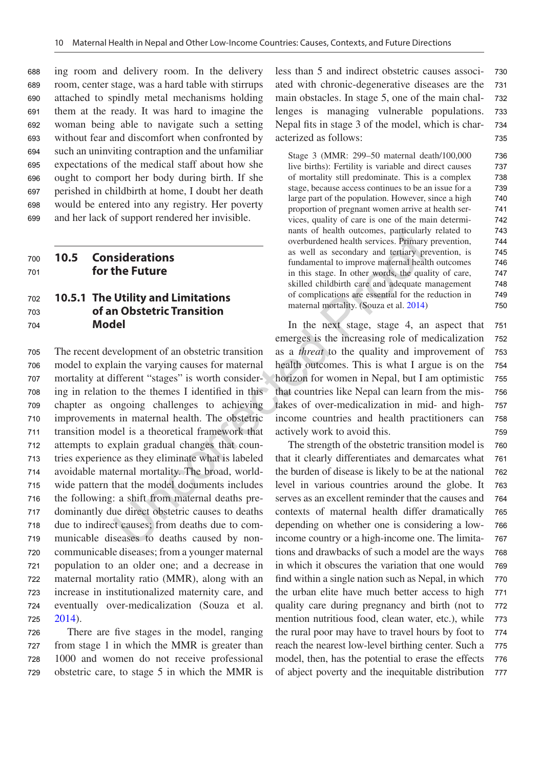ing room and delivery room. In the delivery room, center stage, was a hard table with stirrups attached to spindly metal mechanisms holding them at the ready. It was hard to imagine the woman being able to navigate such a setting without fear and discomfort when confronted by such an uninviting contraption and the unfamiliar expectations of the medical staff about how she ought to comport her body during birth. If she perished in childbirth at home, I doubt her death would be entered into any registry. Her poverty and her lack of support rendered her invisible.

## 10.5 Considerations for the Future

### 10.5.1 The Utility and Limitations of an Obstetric Transition Model

The recent development of an obstetric transition model to explain the varying causes for maternal mortality at different "stages" is worth considering in relation to the themes I identified in this chapter as ongoing challenges to achieving improvements in maternal health. The obstetric transition model is a theoretical framework that attempts to explain gradual changes that countries experience as they eliminate what is labeled avoidable maternal mortality. The broad, worldwide pattern that the model documents includes the following: a shift from maternal deaths predominantly due direct obstetric causes to deaths due to indirect causes; from deaths due to communicable diseases to deaths caused by noncommunicable diseases; from a younger maternal population to an older one; and a decrease in maternal mortality ratio (MMR), along with an increase in institutionalized maternity care, and eventually over-medicalization (Souza et al. 2014).

There are five stages in the model, ranging from stage 1 in which the MMR is greater than 1000 and women do not receive professional obstetric care, to stage 5 in which the MMR is less than 5 and indirect obstetric causes associated with chronic-degenerative diseases are the main obstacles. In stage 5, one of the main challenges is managing vulnerable populations. Nepal fits in stage 3 of the model, which is characterized as follows:

> Stage 3 (MMR: 299–50 maternal death/100,000 live births): Fertility is variable and direct causes of mortality still predominate. This is a complex stage, because access continues to be an issue for a large part of the population. However, since a high proportion of pregnant women arrive at health services, quality of care is one of the main determinants of health outcomes, particularly related to overburdened health services. Primary prevention, as well as secondary and tertiary prevention, is fundamental to improve maternal health outcomes in this stage. In other words, the quality of care, skilled childbirth care and adequate management of complications are essential for the reduction in maternal mortality. (Souza et al. 2014)

In the next stage, stage 4, an aspect that emerges is the increasing role of medicalization as a *threat* to the quality and improvement of health outcomes. This is what I argue is on the horizon for women in Nepal, but I am optimistic that countries like Nepal can learn from the mistakes of over-medicalization in mid- and high-income countries and health practitioners can actively work to avoid this.

The strength of the obstetric transition model is that it clearly differentiates and demarcates what the burden of disease is likely to be at the national level in various countries around the globe. It serves as an excellent reminder that the causes and contexts of maternal health differ dramatically depending on whether one is considering a low-income country or a high-income one. The limitations and drawbacks of such a model are the ways in which it obscures the variation that one would find within a single nation such as Nepal, in which the urban elite have much better access to high quality care during pregnancy and birth (not to mention nutritious food, clean water, etc.), while the rural poor may have to travel hours by foot to reach the nearest low-level birthing center. Such a model, then, has the potential to erase the effects of abject poverty and the inequitable distribution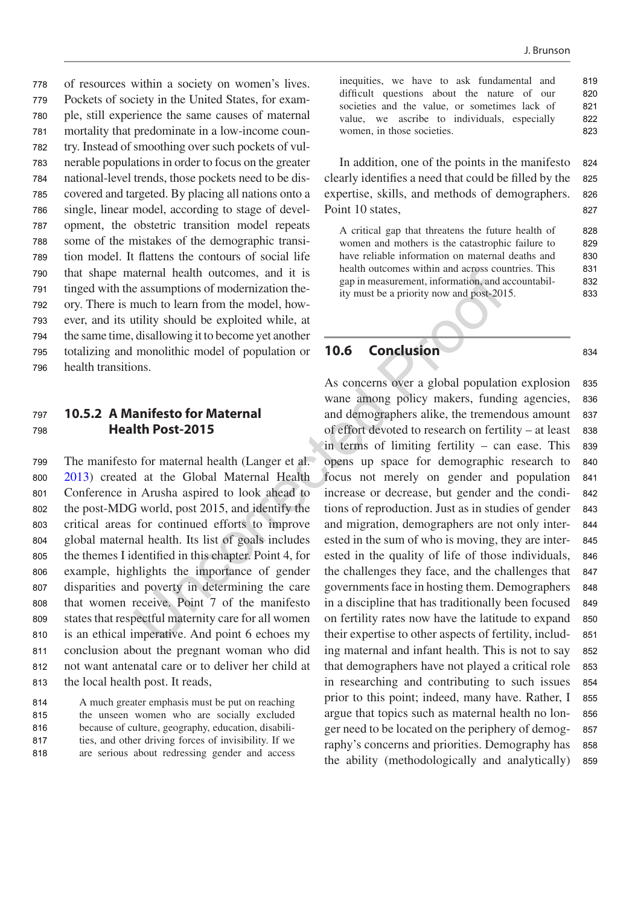of resources within a society on women's lives. Pockets of society in the United States, for example, still experience the same causes of maternal mortality that predominate in a low-income country. Instead of smoothing over such pockets of vulnerable populations in order to focus on the greater national-level trends, those pockets need to be discovered and targeted. By placing all nations onto a single, linear model, according to stage of development, the obstetric transition model repeats some of the mistakes of the demographic transition model. It flattens the contours of social life that shape maternal health outcomes, and it is tinged with the assumptions of modernization theory. There is much to learn from the model, however, and its utility should be exploited while, at the same time, disallowing it to become yet another totalizing and monolithic model of population or health transitions.

### 10.5.2 A Manifesto for Maternal Health Post-2015

The manifesto for maternal health (Langer et al. 2013) created at the Global Maternal Health Conference in Arusha aspired to look ahead to the post-MDG world, post 2015, and identify the critical areas for continued efforts to improve global maternal health. Its list of goals includes the themes I identified in this chapter. Point 4, for example, highlights the importance of gender disparities and poverty in determining the care that women receive. Point 7 of the manifesto states that respectful maternity care for all women is an ethical imperative. And point 6 echoes my conclusion about the pregnant woman who did not want antenatal care or to deliver her child at the local health post. It reads,

> A much greater emphasis must be put on reaching the unseen women who are socially excluded because of culture, geography, education, disabilities, and other driving forces of invisibility. If we are serious about redressing gender and access inequities, we have to ask fundamental and difficult questions about the nature of our societies and the value, or sometimes lack of value, we ascribe to individuals, especially women, in those societies.

In addition, one of the points in the manifesto clearly identifies a need that could be filled by the expertise, skills, and methods of demographers. Point 10 states,

> A critical gap that threatens the future health of women and mothers is the catastrophic failure to have reliable information on maternal deaths and health outcomes within and across countries. This gap in measurement, information, and accountability must be a priority now and post-2015.

## 10.6 Conclusion

As concerns over a global population explosion wane among policy makers, funding agencies, and demographers alike, the tremendous amount of effort devoted to research on fertility – at least in terms of limiting fertility – can ease. This opens up space for demographic research to focus not merely on gender and population increase or decrease, but gender and the conditions of reproduction. Just as in studies of gender and migration, demographers are not only interested in the sum of who is moving, they are interested in the quality of life of those individuals, the challenges they face, and the challenges that governments face in hosting them. Demographers in a discipline that has traditionally been focused on fertility rates now have the latitude to expand their expertise to other aspects of fertility, including maternal and infant health. This is not to say that demographers have not played a critical role in researching and contributing to such issues prior to this point; indeed, many have. Rather, I argue that topics such as maternal health no longer need to be located on the periphery of demography's concerns and priorities. Demography has the ability (methodologically and analytically)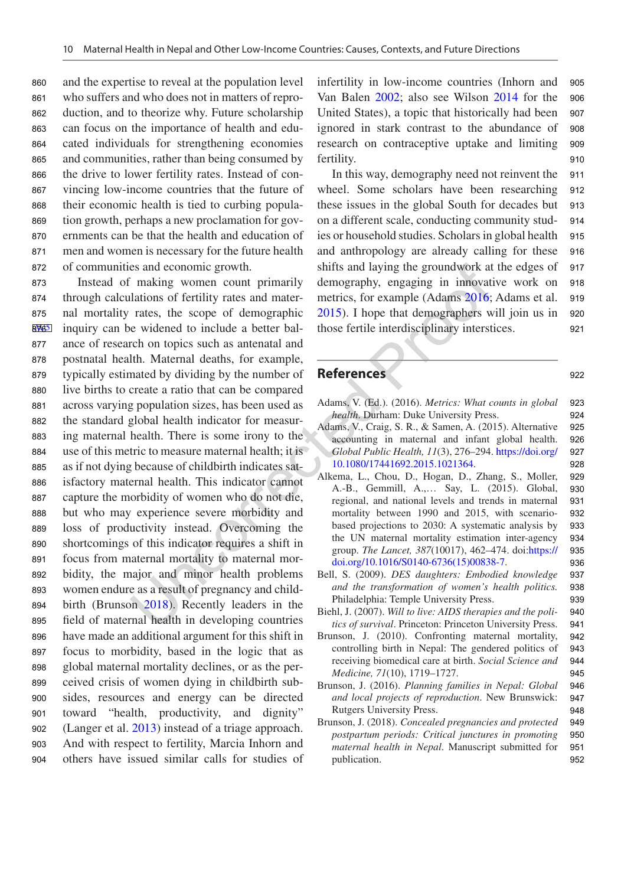and the expertise to reveal at the population level who suffers and who does not in matters of reproduction, and to theorize why. Future scholarship can focus on the importance of health and educated individuals for strengthening economies and communities, rather than being consumed by the drive to lower fertility rates. Instead of convincing low-income countries that the future of their economic health is tied to curbing population growth, perhaps a new proclamation for governments can be that the health and education of men and women is necessary for the future health of communities and economic growth.

Instead of making women count primarily through calculations of fertility rates and maternal mortality rates, the scope of demographic inquiry can be widened to include a better balance of research on topics such as antenatal and postnatal health. Maternal deaths, for example, typically estimated by dividing by the number of live births to create a ratio that can be compared across varying population sizes, has been used as the standard global health indicator for measuring maternal health. There is some irony to the use of this metric to measure maternal health; it is as if not dying because of childbirth indicates satisfactory maternal health. This indicator cannot capture the morbidity of women who do not die, but who may experience severe morbidity and loss of productivity instead. Overcoming the shortcomings of this indicator requires a shift in focus from maternal mortality to maternal morbidity, the major and minor health problems women endure as a result of pregnancy and childbirth (Brunson 2018). Recently leaders in the field of maternal health in developing countries have made an additional argument for this shift in focus to morbidity, based in the logic that as global maternal mortality declines, or as the perceived crisis of women dying in childbirth subsides, resources and energy can be directed toward "health, productivity, and dignity" (Langer et al. 2013) instead of a triage approach. And with respect to fertility, Marcia Inhorn and others have issued similar calls for studies of infertility in low-income countries (Inhorn and Van Balen 2002; also see Wilson 2014 for the United States), a topic that historically had been ignored in stark contrast to the abundance of research on contraceptive uptake and limiting fertility.

In this way, demography need not reinvent the wheel. Some scholars have been researching these issues in the global South for decades but on a different scale, conducting community studies or household studies. Scholars in global health and anthropology are already calling for these shifts and laying the groundwork at the edges of demography, engaging in innovative work on metrics, for example (Adams 2016; Adams et al. 2015). I hope that demographers will join us in those fertile interdisciplinary interstices.

## References

Adams, V. (Ed.). (2016). *Metrics: What counts in global health*. Durham: Duke University Press.

Adams, V., Craig, S. R., & Samen, A. (2015). Alternative accounting in maternal and infant global health. *Global Public Health, 11*(3), 276–294. https://doi.org/10.1080/17441692.2015.1021364.

Alkema, L., Chou, D., Hogan, D., Zhang, S., Moller, A.-B., Gemmill, A.,… Say, L. (2015). Global, regional, and national levels and trends in maternal mortality between 1990 and 2015, with scenario-based projections to 2030: A systematic analysis by the UN maternal mortality estimation inter-agency group. *The Lancet, 387*(10017), 462–474. doi:https://doi.org/10.1016/S0140-6736(15)00838-7.

Bell, S. (2009). *DES daughters: Embodied knowledge and the transformation of women's health politics*. Philadelphia: Temple University Press.

Biehl, J. (2007). *Will to live: AIDS therapies and the politics of survival*. Princeton: Princeton University Press.

Brunson, J. (2010). Confronting maternal mortality, controlling birth in Nepal: The gendered politics of receiving biomedical care at birth. *Social Science and Medicine, 71*(10), 1719–1727.

Brunson, J. (2016). *Planning families in Nepal: Global and local projects of reproduction*. New Brunswick: Rutgers University Press.

Brunson, J. (2018). *Concealed pregnancies and protected postpartum periods: Critical junctures in promoting maternal health in Nepal*. Manuscript submitted for publication.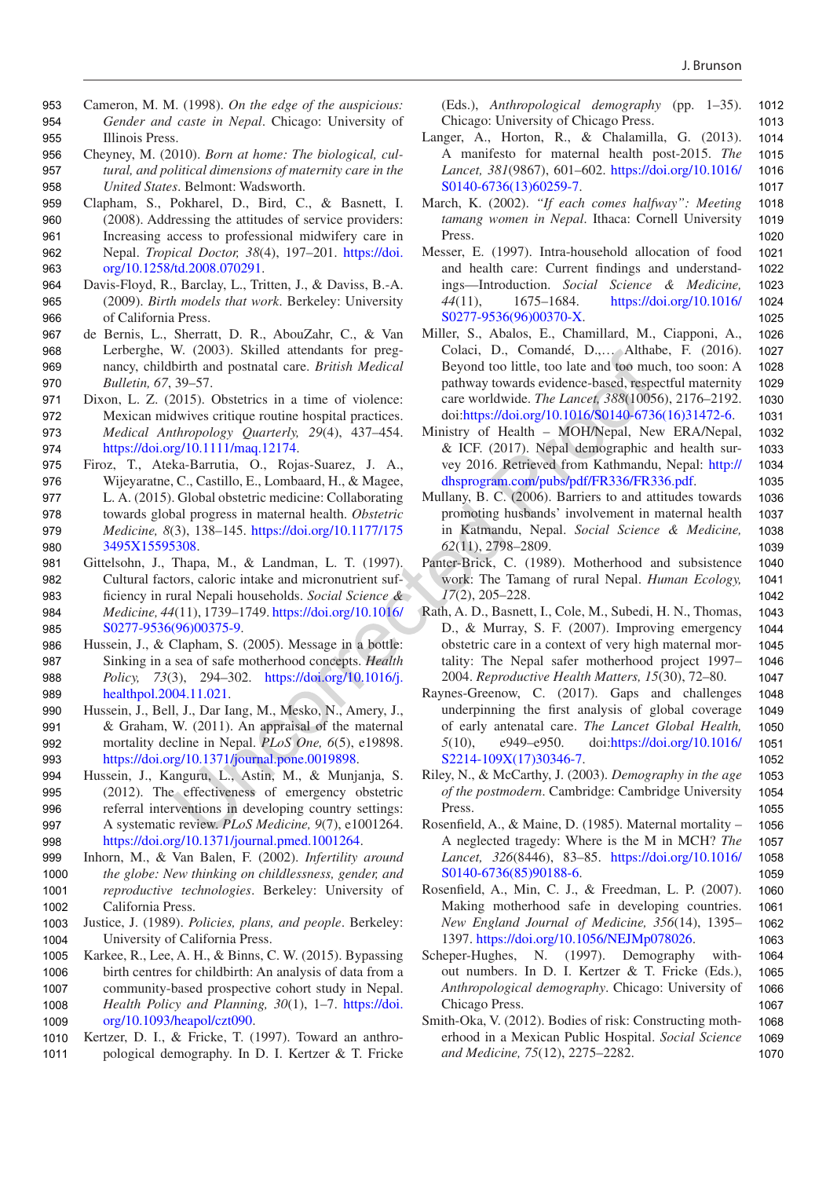Cameron, M. M. (1998). *On the edge of the auspicious: Gender and caste in Nepal*. Chicago: University of Illinois Press.

Cheyney, M. (2010). *Born at home: The biological, cultural, and political dimensions of maternity care in the United States*. Belmont: Wadsworth.

Clapham, S., Pokharel, D., Bird, C., & Basnett, I. (2008). Addressing the attitudes of service providers: Increasing access to professional midwifery care in Nepal. *Tropical Doctor, 38*(4), 197–201. https://doi.org/10.1258/td.2008.070291.

Davis-Floyd, R., Barclay, L., Tritten, J., & Daviss, B.-A. (2009). *Birth models that work*. Berkeley: University of California Press.

de Bernis, L., Sherratt, D. R., AbouZahr, C., & Van Lerberghe, W. (2003). Skilled attendants for pregnancy, childbirth and postnatal care. *British Medical Bulletin, 67*, 39–57.

Dixon, L. Z. (2015). Obstetrics in a time of violence: Mexican midwives critique routine hospital practices. *Medical Anthropology Quarterly, 29*(4), 437–454. https://doi.org/10.1111/maq.12174.

Firoz, T., Ateka-Barrutia, O., Rojas-Suarez, J. A., Wijeyaratne, C., Castillo, E., Lombaard, H., & Magee, L. A. (2015). Global obstetric medicine: Collaborating towards global progress in maternal health. *Obstetric Medicine, 8*(3), 138–145. https://doi.org/10.1177/1753495X15595308.

Gittelsohn, J., Thapa, M., & Landman, L. T. (1997). Cultural factors, caloric intake and micronutrient sufficiency in rural Nepali households. *Social Science & Medicine, 44*(11), 1739–1749. https://doi.org/10.1016/S0277-9536(96)00375-9.

Hussein, J., & Clapham, S. (2005). Message in a bottle: Sinking in a sea of safe motherhood concepts. *Health Policy, 73*(3), 294–302. https://doi.org/10.1016/j.healthpol.2004.11.021.

Hussein, J., Bell, J., Dar Iang, M., Mesko, N., Amery, J., & Graham, W. (2011). An appraisal of the maternal mortality decline in Nepal. *PLoS One, 6*(5), e19898. https://doi.org/10.1371/journal.pone.0019898.

Hussein, J., Kanguru, L., Astin, M., & Munjanja, S. (2012). The effectiveness of emergency obstetric referral interventions in developing country settings: A systematic review. *PLoS Medicine, 9*(7), e1001264. https://doi.org/10.1371/journal.pmed.1001264.

Inhorn, M., & Van Balen, F. (2002). *Infertility around the globe: New thinking on childlessness, gender, and reproductive technologies*. Berkeley: University of California Press.

Justice, J. (1989). *Policies, plans, and people*. Berkeley: University of California Press.

Karkee, R., Lee, A. H., & Binns, C. W. (2015). Bypassing birth centres for childbirth: An analysis of data from a community-based prospective cohort study in Nepal. *Health Policy and Planning, 30*(1), 1–7. https://doi.org/10.1093/heapol/czt090.

Kertzer, D. I., & Fricke, T. (1997). Toward an anthropological demography. In D. I. Kertzer & T. Fricke (Eds.), *Anthropological demography* (pp. 1–35). Chicago: University of Chicago Press.

Langer, A., Horton, R., & Chalamilla, G. (2013). A manifesto for maternal health post-2015. *The Lancet, 381*(9867), 601–602. https://doi.org/10.1016/S0140-6736(13)60259-7.

March, K. (2002). *"If each comes halfway": Meeting tamang women in Nepal*. Ithaca: Cornell University Press.

Messer, E. (1997). Intra-household allocation of food and health care: Current findings and understandings—Introduction. *Social Science & Medicine, 44*(11), 1675–1684. https://doi.org/10.1016/S0277-9536(96)00370-X.

Miller, S., Abalos, E., Chamillard, M., Ciapponi, A., Colaci, D., Comandé, D.,… Althabe, F. (2016). Beyond too little, too late and too much, too soon: A pathway towards evidence-based, respectful maternity care worldwide. *The Lancet, 388*(10056), 2176–2192. doi:https://doi.org/10.1016/S0140-6736(16)31472-6.

Ministry of Health – MOH/Nepal, New ERA/Nepal, & ICF. (2017). Nepal demographic and health survey 2016. Retrieved from Kathmandu, Nepal: http://dhsprogram.com/pubs/pdf/FR336/FR336.pdf.

Mullany, B. C. (2006). Barriers to and attitudes towards promoting husbands' involvement in maternal health in Katmandu, Nepal. *Social Science & Medicine, 62*(11), 2798–2809.

Panter-Brick, C. (1989). Motherhood and subsistence work: The Tamang of rural Nepal. *Human Ecology, 17*(2), 205–228.

Rath, A. D., Basnett, I., Cole, M., Subedi, H. N., Thomas, D., & Murray, S. F. (2007). Improving emergency obstetric care in a context of very high maternal mortality: The Nepal safer motherhood project 1997–2004. *Reproductive Health Matters, 15*(30), 72–80.

Raynes-Greenow, C. (2017). Gaps and challenges underpinning the first analysis of global coverage of early antenatal care. *The Lancet Global Health, 5*(10), e949–e950. doi:https://doi.org/10.1016/S2214-109X(17)30346-7.

Riley, N., & McCarthy, J. (2003). *Demography in the age of the postmodern*. Cambridge: Cambridge University Press.

Rosenfield, A., & Maine, D. (1985). Maternal mortality – A neglected tragedy: Where is the M in MCH? *The Lancet, 326*(8446), 83–85. https://doi.org/10.1016/S0140-6736(85)90188-6.

Rosenfield, A., Min, C. J., & Freedman, L. P. (2007). Making motherhood safe in developing countries. *New England Journal of Medicine, 356*(14), 1395–1397. https://doi.org/10.1056/NEJMp078026.

Scheper-Hughes, N. (1997). Demography without numbers. In D. I. Kertzer & T. Fricke (Eds.), *Anthropological demography*. Chicago: University of Chicago Press.

Smith-Oka, V. (2012). Bodies of risk: Constructing motherhood in a Mexican Public Hospital. *Social Science and Medicine, 75*(12), 2275–2282.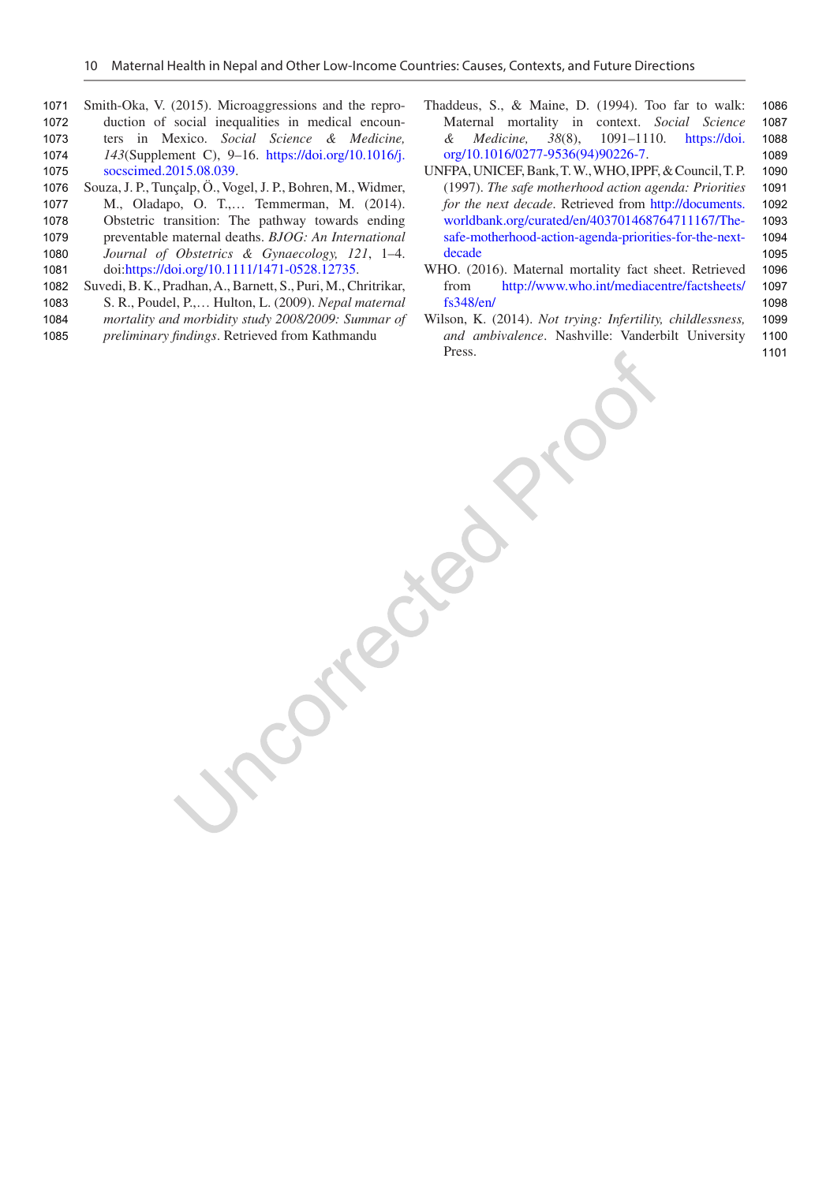Smith-Oka, V. (2015). Microaggressions and the reproduction of social inequalities in medical encounters in Mexico. *Social Science & Medicine, 143*(Supplement C), 9–16. https://doi.org/10.1016/j.socscimed.2015.08.039.

Souza, J. P., Tunçalp, Ö., Vogel, J. P., Bohren, M., Widmer, M., Oladapo, O. T.,… Temmerman, M. (2014). Obstetric transition: The pathway towards ending preventable maternal deaths. *BJOG: An International Journal of Obstetrics & Gynaecology, 121*, 1–4. doi:https://doi.org/10.1111/1471-0528.12735.

Suvedi, B. K., Pradhan, A., Barnett, S., Puri, M., Chritrikar, S. R., Poudel, P.,… Hulton, L. (2009). *Nepal maternal mortality and morbidity study 2008/2009: Summar of preliminary findings*. Retrieved from Kathmandu

Thaddeus, S., & Maine, D. (1994). Too far to walk: Maternal mortality in context. *Social Science & Medicine, 38*(8), 1091–1110. https://doi.org/10.1016/0277-9536(94)90226-7.

UNFPA, UNICEF, Bank, T. W., WHO, IPPF, & Council, T. P. (1997). *The safe motherhood action agenda: Priorities for the next decade*. Retrieved from http://documents.worldbank.org/curated/en/403701468764711167/The-safe-motherhood-action-agenda-priorities-for-the-next-decade

WHO. (2016). Maternal mortality fact sheet. Retrieved from http://www.who.int/mediacentre/factsheets/fs348/en/

Wilson, K. (2014). *Not trying: Infertility, childlessness, and ambivalence*. Nashville: Vanderbilt University Press.